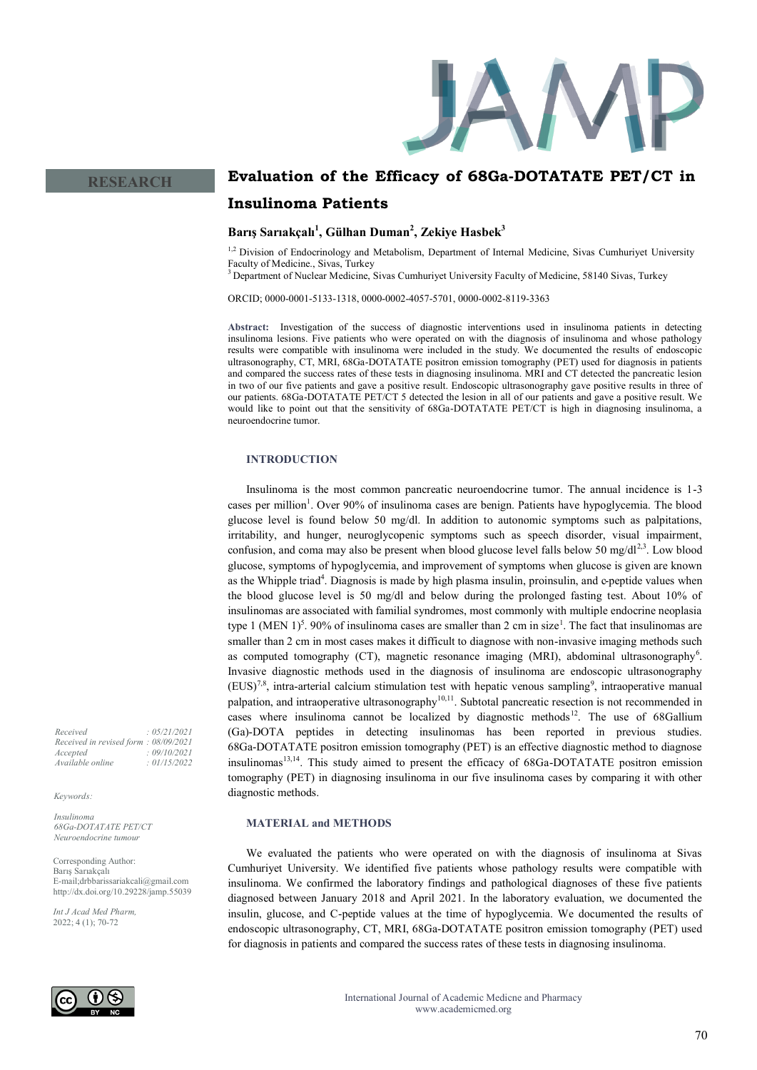RESEARCH

# Evaluation of the Efficacy of 68Ga-DOTATATE PET/CT in Insulinoma Patients

**Barış Sarıakçalı[1], Gülhan Duman[2], Zekiye Hasbek[3]**

[1,2] Division of Endocrinology and Metabolism, Department of Internal Medicine, Sivas Cumhuriyet University Faculty of Medicine., Sivas, Turkey
[3] Department of Nuclear Medicine, Sivas Cumhuriyet University Faculty of Medicine, 58140 Sivas, Turkey

ORCID; 0000-0001-5133-1318, 0000-0002-4057-5701, 0000-0002-8119-3363

**Abstract:** Investigation of the success of diagnostic interventions used in insulinoma patients in detecting insulinoma lesions. Five patients who were operated on with the diagnosis of insulinoma and whose pathology results were compatible with insulinoma were included in the study. We documented the results of endoscopic ultrasonography, CT, MRI, 68Ga-DOTATATE positron emission tomography (PET) used for diagnosis in patients and compared the success rates of these tests in diagnosing insulinoma. MRI and CT detected the pancreatic lesion in two of our five patients and gave a positive result. Endoscopic ultrasonography gave positive results in three of our patients. 68Ga-DOTATATE PET/CT 5 detected the lesion in all of our patients and gave a positive result. We would like to point out that the sensitivity of 68Ga-DOTATATE PET/CT is high in diagnosing insulinoma, a neuroendocrine tumor.

*Received : 05/21/2021*
*Received in revised form : 08/09/2021*
*Accepted : 09/10/2021*
*Available online : 01/15/2022*

*Keywords:*

*Insulinoma*
*68Ga-DOTATATE PET/CT*
*Neuroendocrine tumour*

Corresponding Author:
Barış Sarıakçalı
E-mail;drbbarissariakcali@gmail.com
http://dx.doi.org/10.29228/jamp.55039

*Int J Acad Med Pharm,*
2022; 4 (1); 70-72

## INTRODUCTION

Insulinoma is the most common pancreatic neuroendocrine tumor. The annual incidence is 1-3 cases per million[1]. Over 90% of insulinoma cases are benign. Patients have hypoglycemia. The blood glucose level is found below 50 mg/dl. In addition to autonomic symptoms such as palpitations, irritability, and hunger, neuroglycopenic symptoms such as speech disorder, visual impairment, confusion, and coma may also be present when blood glucose level falls below 50 mg/dl[2,3]. Low blood glucose, symptoms of hypoglycemia, and improvement of symptoms when glucose is given are known as the Whipple triad[4]. Diagnosis is made by high plasma insulin, proinsulin, and c-peptide values when the blood glucose level is 50 mg/dl and below during the prolonged fasting test. About 10% of insulinomas are associated with familial syndromes, most commonly with multiple endocrine neoplasia type 1 (MEN 1)[5]. 90% of insulinoma cases are smaller than 2 cm in size[1]. The fact that insulinomas are smaller than 2 cm in most cases makes it difficult to diagnose with non-invasive imaging methods such as computed tomography (CT), magnetic resonance imaging (MRI), abdominal ultrasonography[6]. Invasive diagnostic methods used in the diagnosis of insulinoma are endoscopic ultrasonography (EUS)[7,8], intra-arterial calcium stimulation test with hepatic venous sampling[9], intraoperative manual palpation, and intraoperative ultrasonography[10,11]. Subtotal pancreatic resection is not recommended in cases where insulinoma cannot be localized by diagnostic methods[12]. The use of 68Gallium (Ga)-DOTA peptides in detecting insulinomas has been reported in previous studies. 68Ga-DOTATATE positron emission tomography (PET) is an effective diagnostic method to diagnose insulinomas[13,14]. This study aimed to present the efficacy of 68Ga-DOTATATE positron emission tomography (PET) in diagnosing insulinoma in our five insulinoma cases by comparing it with other diagnostic methods.

## MATERIAL and METHODS

We evaluated the patients who were operated on with the diagnosis of insulinoma at Sivas Cumhuriyet University. We identified five patients whose pathology results were compatible with insulinoma. We confirmed the laboratory findings and pathological diagnoses of these five patients diagnosed between January 2018 and April 2021. In the laboratory evaluation, we documented the insulin, glucose, and C-peptide values at the time of hypoglycemia. We documented the results of endoscopic ultrasonography, CT, MRI, 68Ga-DOTATATE positron emission tomography (PET) used for diagnosis in patients and compared the success rates of these tests in diagnosing insulinoma.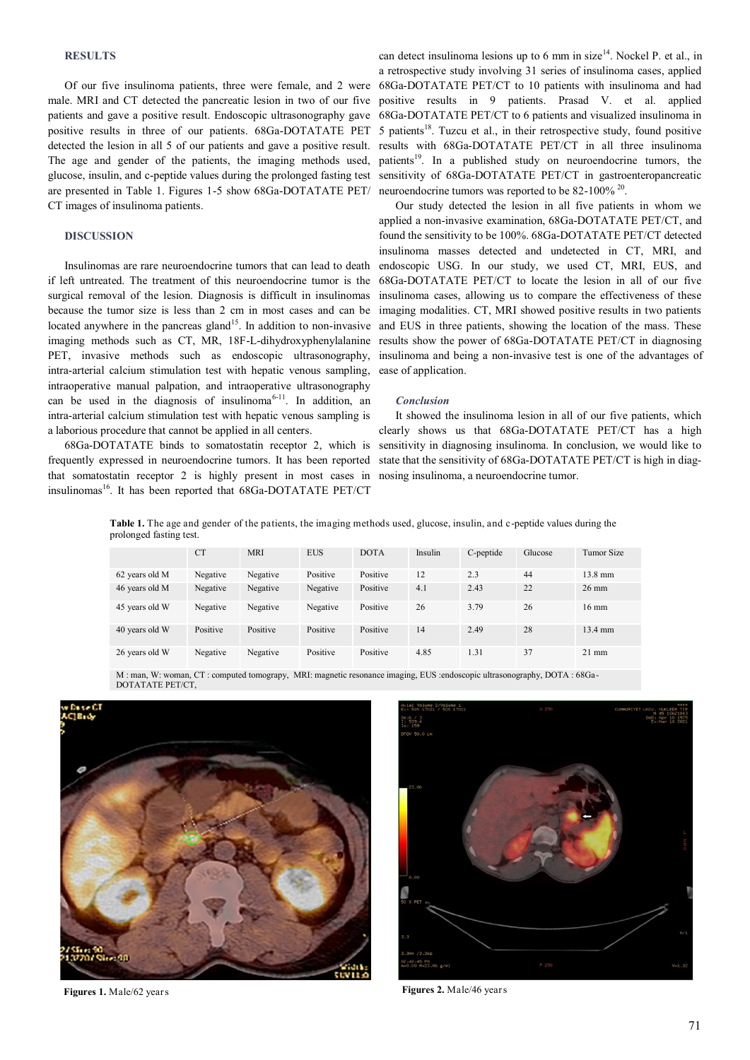## RESULTS

Of our five insulinoma patients, three were female, and 2 were male. MRI and CT detected the pancreatic lesion in two of our five patients and gave a positive result. Endoscopic ultrasonography gave positive results in three of our patients. 68Ga-DOTATATE PET detected the lesion in all 5 of our patients and gave a positive result. The age and gender of the patients, the imaging methods used, glucose, insulin, and c-peptide values during the prolonged fasting test are presented in Table 1. Figures 1-5 show 68Ga-DOTATATE PET/CT images of insulinoma patients.

## DISCUSSION

Insulinomas are rare neuroendocrine tumors that can lead to death if left untreated. The treatment of this neuroendocrine tumor is the surgical removal of the lesion. Diagnosis is difficult in insulinomas because the tumor size is less than 2 cm in most cases and can be located anywhere in the pancreas gland[15]. In addition to non-invasive imaging methods such as CT, MR, 18F-L-dihydroxyphenylalanine PET, invasive methods such as endoscopic ultrasonography, intra-arterial calcium stimulation test with hepatic venous sampling, intraoperative manual palpation, and intraoperative ultrasonography can be used in the diagnosis of insulinoma[6-11]. In addition, an intra-arterial calcium stimulation test with hepatic venous sampling is a laborious procedure that cannot be applied in all centers.

68Ga-DOTATATE binds to somatostatin receptor 2, which is frequently expressed in neuroendocrine tumors. It has been reported that somatostatin receptor 2 is highly present in most cases in insulinomas[16]. It has been reported that 68Ga-DOTATATE PET/CT can detect insulinoma lesions up to 6 mm in size[14]. Nockel P. et al., in a retrospective study involving 31 series of insulinoma cases, applied 68Ga-DOTATATE PET/CT to 10 patients with insulinoma and had positive results in 9 patients. Prasad V. et al. applied 68Ga-DOTATATE PET/CT to 6 patients and visualized insulinoma in 5 patients[18]. Tuzcu et al., in their retrospective study, found positive results with 68Ga-DOTATATE PET/CT in all three insulinoma patients[19]. In a published study on neuroendocrine tumors, the sensitivity of 68Ga-DOTATATE PET/CT in gastroenteropancreatic neuroendocrine tumors was reported to be 82-100% [20].

Our study detected the lesion in all five patients in whom we applied a non-invasive examination, 68Ga-DOTATATE PET/CT, and found the sensitivity to be 100%. 68Ga-DOTATATE PET/CT detected insulinoma masses detected and undetected in CT, MRI, and endoscopic USG. In our study, we used CT, MRI, EUS, and 68Ga-DOTATATE PET/CT to locate the lesion in all of our five insulinoma cases, allowing us to compare the effectiveness of these imaging modalities. CT, MRI showed positive results in two patients and EUS in three patients, showing the location of the mass. These results show the power of 68Ga-DOTATATE PET/CT in diagnosing insulinoma and being a non-invasive test is one of the advantages of ease of application.

### *Conclusion*

It showed the insulinoma lesion in all of our five patients, which clearly shows us that 68Ga-DOTATATE PET/CT has a high sensitivity in diagnosing insulinoma. In conclusion, we would like to state that the sensitivity of 68Ga-DOTATATE PET/CT is high in diagnosing insulinoma, a neuroendocrine tumor.

**Table 1.** The age and gender of the patients, the imaging methods used, glucose, insulin, and c-peptide values during the prolonged fasting test.

| | CT | MRI | EUS | DOTA | Insulin | C-peptide | Glucose | Tumor Size |
|---|---|---|---|---|---|---|---|---|
| 62 years old M | Negative | Negative | Positive | Positive | 12 | 2.3 | 44 | 13.8 mm |
| 46 years old M | Negative | Negative | Negative | Positive | 4.1 | 2.43 | 22 | 26 mm |
| 45 years old W | Negative | Negative | Negative | Positive | 26 | 3.79 | 26 | 16 mm |
| 40 years old W | Positive | Positive | Positive | Positive | 14 | 2.49 | 28 | 13.4 mm |
| 26 years old W | Negative | Negative | Positive | Positive | 4.85 | 1.31 | 37 | 21 mm |

M : man, W: woman, CT : computed tomograpy, MRI: magnetic resonance imaging, EUS :endoscopic ultrasonography, DOTA : 68Ga-DOTATATE PET/CT,

**Figures 1.** Male/62 years

**Figures 2.** Male/46 years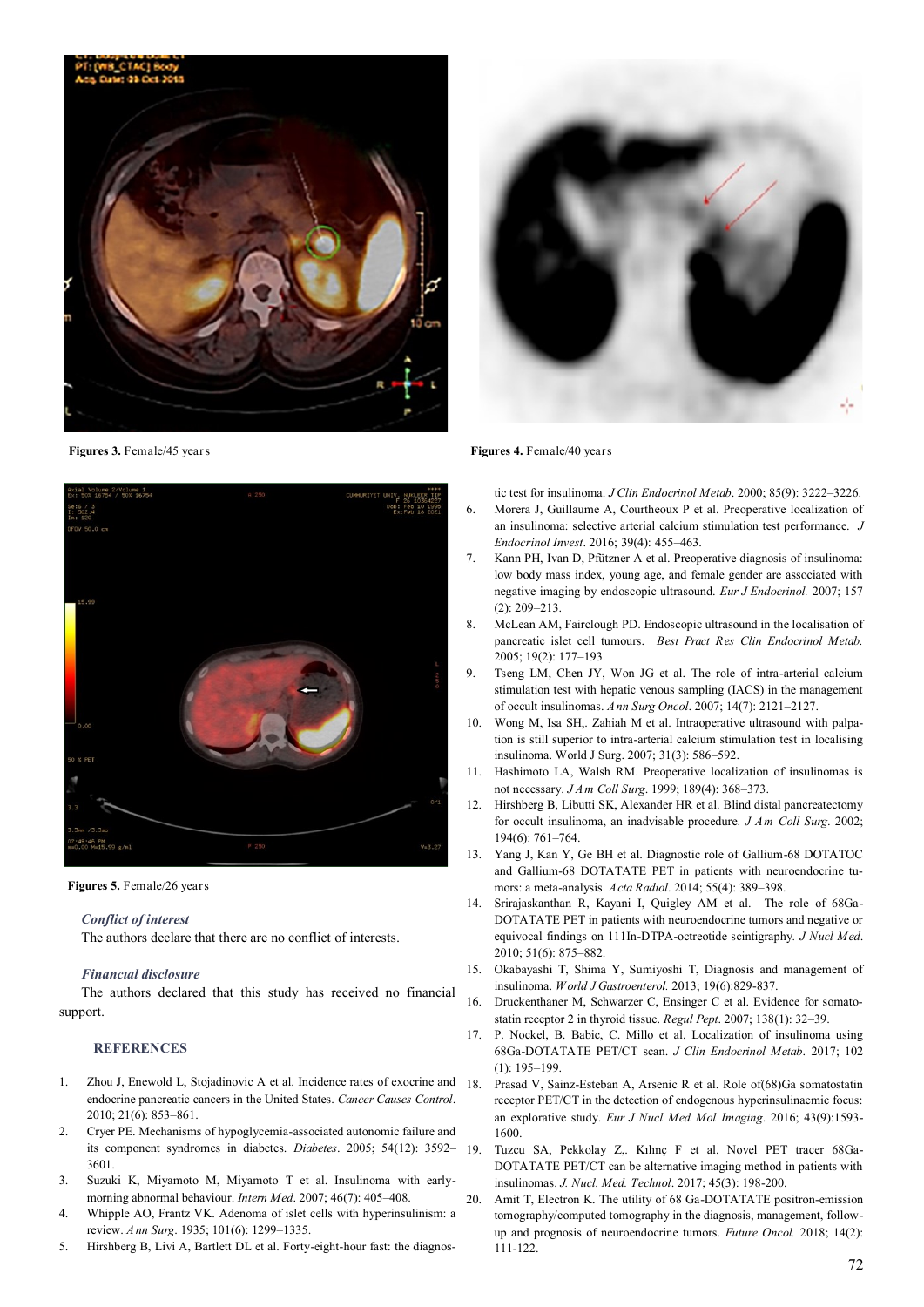Figures 3. Female/45 years

Figures 4. Female/40 years

Figures 5. Female/26 years

### *Conflict of interest*

The authors declare that there are no conflict of interests.

### *Financial disclosure*

The authors declared that this study has received no financial support.

## REFERENCES

1. Zhou J, Enewold L, Stojadinovic A et al. Incidence rates of exocrine and endocrine pancreatic cancers in the United States. *Cancer Causes Control*. 2010; 21(6): 853–861.
2. Cryer PE. Mechanisms of hypoglycemia-associated autonomic failure and its component syndromes in diabetes. *Diabetes*. 2005; 54(12): 3592–3601.
3. Suzuki K, Miyamoto M, Miyamoto T et al. Insulinoma with early-morning abnormal behaviour. *Intern Med*. 2007; 46(7): 405–408.
4. Whipple AO, Frantz VK. Adenoma of islet cells with hyperinsulinism: a review. *Ann Surg*. 1935; 101(6): 1299–1335.
5. Hirshberg B, Livi A, Bartlett DL et al. Forty-eight-hour fast: the diagnostic test for insulinoma. *J Clin Endocrinol Metab*. 2000; 85(9): 3222–3226.
6. Morera J, Guillaume A, Courtheoux P et al. Preoperative localization of an insulinoma: selective arterial calcium stimulation test performance. *J Endocrinol Invest*. 2016; 39(4): 455–463.
7. Kann PH, Ivan D, Pfützner A et al. Preoperative diagnosis of insulinoma: low body mass index, young age, and female gender are associated with negative imaging by endoscopic ultrasound. *Eur J Endocrinol.* 2007; 157 (2): 209–213.
8. McLean AM, Fairclough PD. Endoscopic ultrasound in the localisation of pancreatic islet cell tumours. *Best Pract Res Clin Endocrinol Metab.* 2005; 19(2): 177–193.
9. Tseng LM, Chen JY, Won JG et al. The role of intra-arterial calcium stimulation test with hepatic venous sampling (IACS) in the management of occult insulinomas. *Ann Surg Oncol*. 2007; 14(7): 2121–2127.
10. Wong M, Isa SH,. Zahiah M et al. Intraoperative ultrasound with palpation is still superior to intra-arterial calcium stimulation test in localising insulinoma. World J Surg. 2007; 31(3): 586–592.
11. Hashimoto LA, Walsh RM. Preoperative localization of insulinomas is not necessary. *J Am Coll Surg*. 1999; 189(4): 368–373.
12. Hirshberg B, Libutti SK, Alexander HR et al. Blind distal pancreatectomy for occult insulinoma, an inadvisable procedure. *J Am Coll Surg*. 2002; 194(6): 761–764.
13. Yang J, Kan Y, Ge BH et al. Diagnostic role of Gallium-68 DOTATOC and Gallium-68 DOTATATE PET in patients with neuroendocrine tumors: a meta-analysis. *Acta Radiol*. 2014; 55(4): 389–398.
14. Srirajaskanthan R, Kayani I, Quigley AM et al. The role of 68Ga-DOTATATE PET in patients with neuroendocrine tumors and negative or equivocal findings on 111In-DTPA-octreotide scintigraphy. *J Nucl Med*. 2010; 51(6): 875–882.
15. Okabayashi T, Shima Y, Sumiyoshi T, Diagnosis and management of insulinoma. *World J Gastroenterol.* 2013; 19(6):829-837.
16. Druckenthaner M, Schwarzer C, Ensinger C et al. Evidence for somatostatin receptor 2 in thyroid tissue. *Regul Pept*. 2007; 138(1): 32–39.
17. P. Nockel, B. Babic, C. Millo et al. Localization of insulinoma using 68Ga-DOTATATE PET/CT scan. *J Clin Endocrinol Metab*. 2017; 102 (1): 195–199.
18. Prasad V, Sainz-Esteban A, Arsenic R et al. Role of(68)Ga somatostatin receptor PET/CT in the detection of endogenous hyperinsulinaemic focus: an explorative study. *Eur J Nucl Med Mol Imaging*. 2016; 43(9):1593-1600.
19. Tuzcu SA, Pekkolay Z,. Kılınç F et al. Novel PET tracer 68Ga-DOTATATE PET/CT can be alternative imaging method in patients with insulinomas. *J. Nucl. Med. Technol*. 2017; 45(3): 198-200.
20. Amit T, Electron K. The utility of 68 Ga-DOTATATE positron-emission tomography/computed tomography in the diagnosis, management, follow-up and prognosis of neuroendocrine tumors. *Future Oncol.* 2018; 14(2): 111-122.